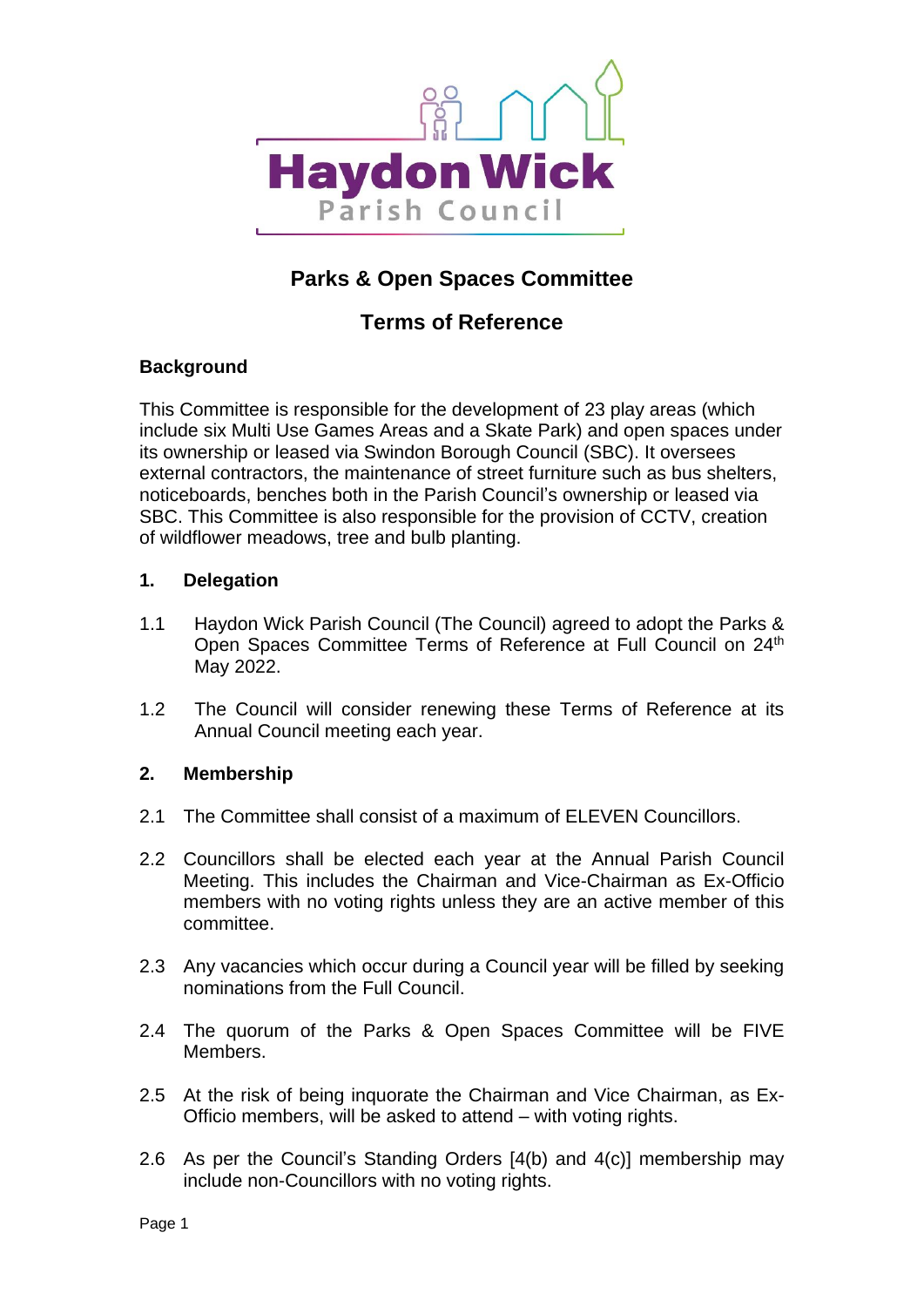# Parks & Open Spaces Committee

## Terms of Reference

### Background

This Committee is responsible for the development of 23 play areas (which include six Multi Use Games Areas and a Skate Park) and open spaces under its ownership or leased via Swindon Borough Council (SBC). It oversees external contractors, the maintenance of street furniture such as bus shelters, noticeboards, benches both in the Parish Council's ownership or leased via SBC. This Committee is also responsible for the provision of CCTV, creation of wildflower meadows, tree and bulb planting.

### 1. Delegation

1.1 Haydon Wick Parish Council (The Council) agreed to adopt the Parks & Open Spaces Committee Terms of Reference at Full Council on 24th May 2022.

1.2 The Council will consider renewing these Terms of Reference at its Annual Council meeting each year.

### 2. Membership

2.1 The Committee shall consist of a maximum of ELEVEN Councillors.

2.2 Councillors shall be elected each year at the Annual Parish Council Meeting. This includes the Chairman and Vice-Chairman as Ex-Officio members with no voting rights unless they are an active member of this committee.

2.3 Any vacancies which occur during a Council year will be filled by seeking nominations from the Full Council.

2.4 The quorum of the Parks & Open Spaces Committee will be FIVE Members.

2.5 At the risk of being inquorate the Chairman and Vice Chairman, as Ex-Officio members, will be asked to attend – with voting rights.

2.6 As per the Council's Standing Orders [4(b) and 4(c)] membership may include non-Councillors with no voting rights.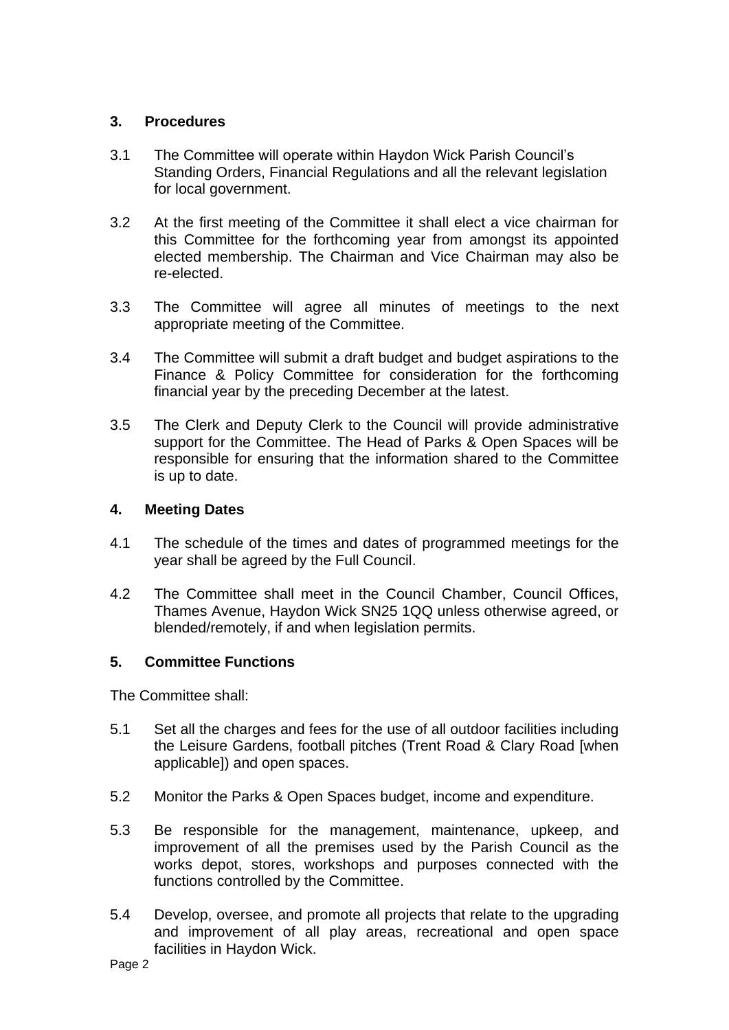## 3. Procedures

3.1 The Committee will operate within Haydon Wick Parish Council's Standing Orders, Financial Regulations and all the relevant legislation for local government.

3.2 At the first meeting of the Committee it shall elect a vice chairman for this Committee for the forthcoming year from amongst its appointed elected membership. The Chairman and Vice Chairman may also be re-elected.

3.3 The Committee will agree all minutes of meetings to the next appropriate meeting of the Committee.

3.4 The Committee will submit a draft budget and budget aspirations to the Finance & Policy Committee for consideration for the forthcoming financial year by the preceding December at the latest.

3.5 The Clerk and Deputy Clerk to the Council will provide administrative support for the Committee. The Head of Parks & Open Spaces will be responsible for ensuring that the information shared to the Committee is up to date.

## 4. Meeting Dates

4.1 The schedule of the times and dates of programmed meetings for the year shall be agreed by the Full Council.

4.2 The Committee shall meet in the Council Chamber, Council Offices, Thames Avenue, Haydon Wick SN25 1QQ unless otherwise agreed, or blended/remotely, if and when legislation permits.

## 5. Committee Functions

The Committee shall:

5.1 Set all the charges and fees for the use of all outdoor facilities including the Leisure Gardens, football pitches (Trent Road & Clary Road [when applicable]) and open spaces.

5.2 Monitor the Parks & Open Spaces budget, income and expenditure.

5.3 Be responsible for the management, maintenance, upkeep, and improvement of all the premises used by the Parish Council as the works depot, stores, workshops and purposes connected with the functions controlled by the Committee.

5.4 Develop, oversee, and promote all projects that relate to the upgrading and improvement of all play areas, recreational and open space facilities in Haydon Wick.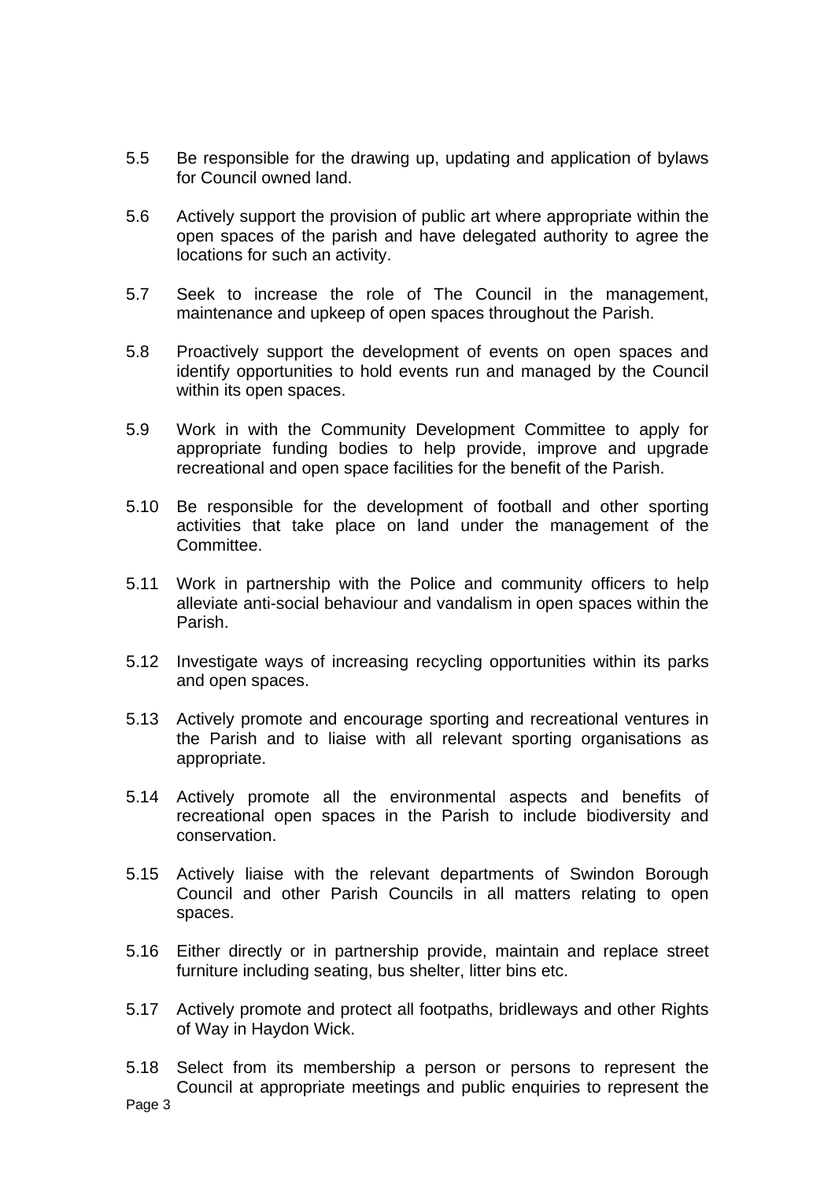5.5 Be responsible for the drawing up, updating and application of bylaws for Council owned land.

5.6 Actively support the provision of public art where appropriate within the open spaces of the parish and have delegated authority to agree the locations for such an activity.

5.7 Seek to increase the role of The Council in the management, maintenance and upkeep of open spaces throughout the Parish.

5.8 Proactively support the development of events on open spaces and identify opportunities to hold events run and managed by the Council within its open spaces.

5.9 Work in with the Community Development Committee to apply for appropriate funding bodies to help provide, improve and upgrade recreational and open space facilities for the benefit of the Parish.

5.10 Be responsible for the development of football and other sporting activities that take place on land under the management of the Committee.

5.11 Work in partnership with the Police and community officers to help alleviate anti-social behaviour and vandalism in open spaces within the Parish.

5.12 Investigate ways of increasing recycling opportunities within its parks and open spaces.

5.13 Actively promote and encourage sporting and recreational ventures in the Parish and to liaise with all relevant sporting organisations as appropriate.

5.14 Actively promote all the environmental aspects and benefits of recreational open spaces in the Parish to include biodiversity and conservation.

5.15 Actively liaise with the relevant departments of Swindon Borough Council and other Parish Councils in all matters relating to open spaces.

5.16 Either directly or in partnership provide, maintain and replace street furniture including seating, bus shelter, litter bins etc.

5.17 Actively promote and protect all footpaths, bridleways and other Rights of Way in Haydon Wick.

5.18 Select from its membership a person or persons to represent the Council at appropriate meetings and public enquiries to represent the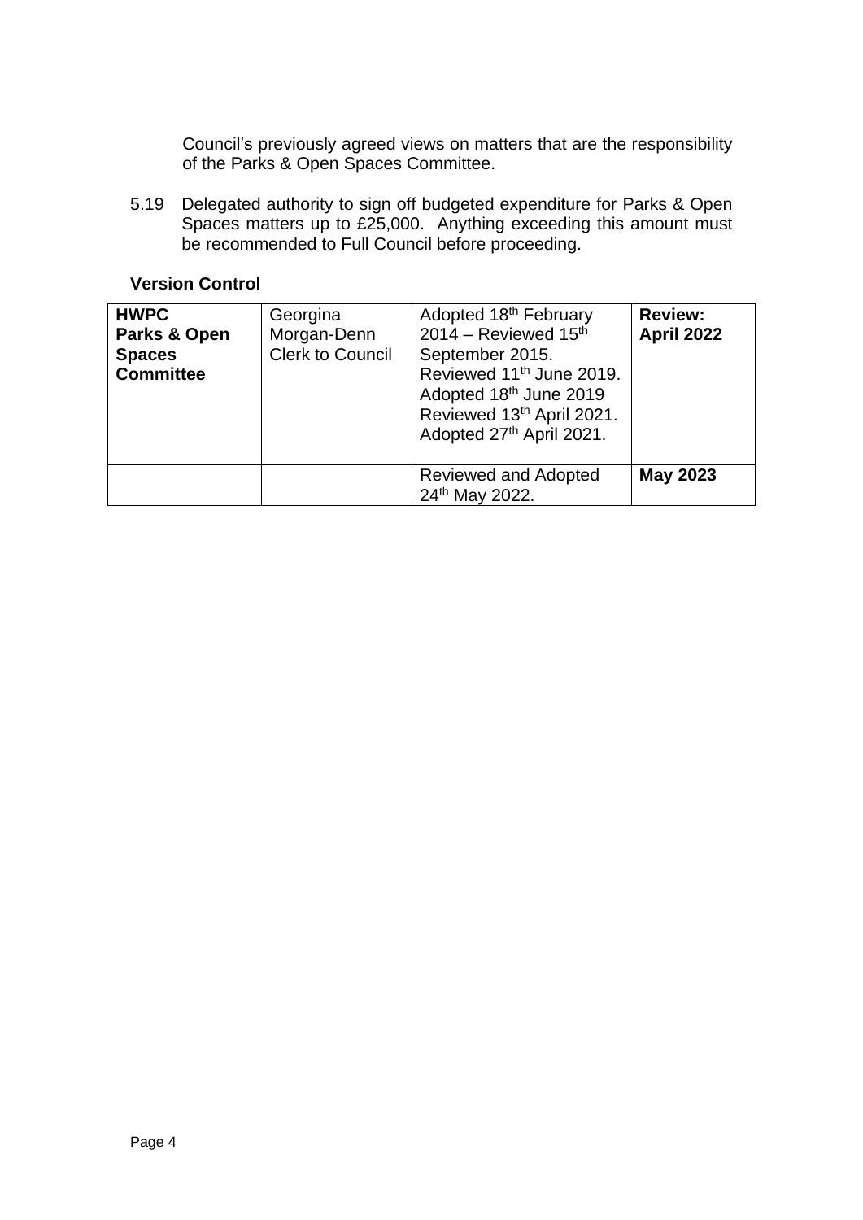Council's previously agreed views on matters that are the responsibility of the Parks & Open Spaces Committee.

5.19 Delegated authority to sign off budgeted expenditure for Parks & Open Spaces matters up to £25,000. Anything exceeding this amount must be recommended to Full Council before proceeding.

**Version Control**

| | | | |
|---|---|---|---|
| **HWPC Parks & Open Spaces Committee** | Georgina Morgan-Denn Clerk to Council | Adopted 18th February 2014 – Reviewed 15th September 2015. Reviewed 11th June 2019. Adopted 18th June 2019 Reviewed 13th April 2021. Adopted 27th April 2021. | **Review: April 2022** |
| | | Reviewed and Adopted 24th May 2022. | **May 2023** |